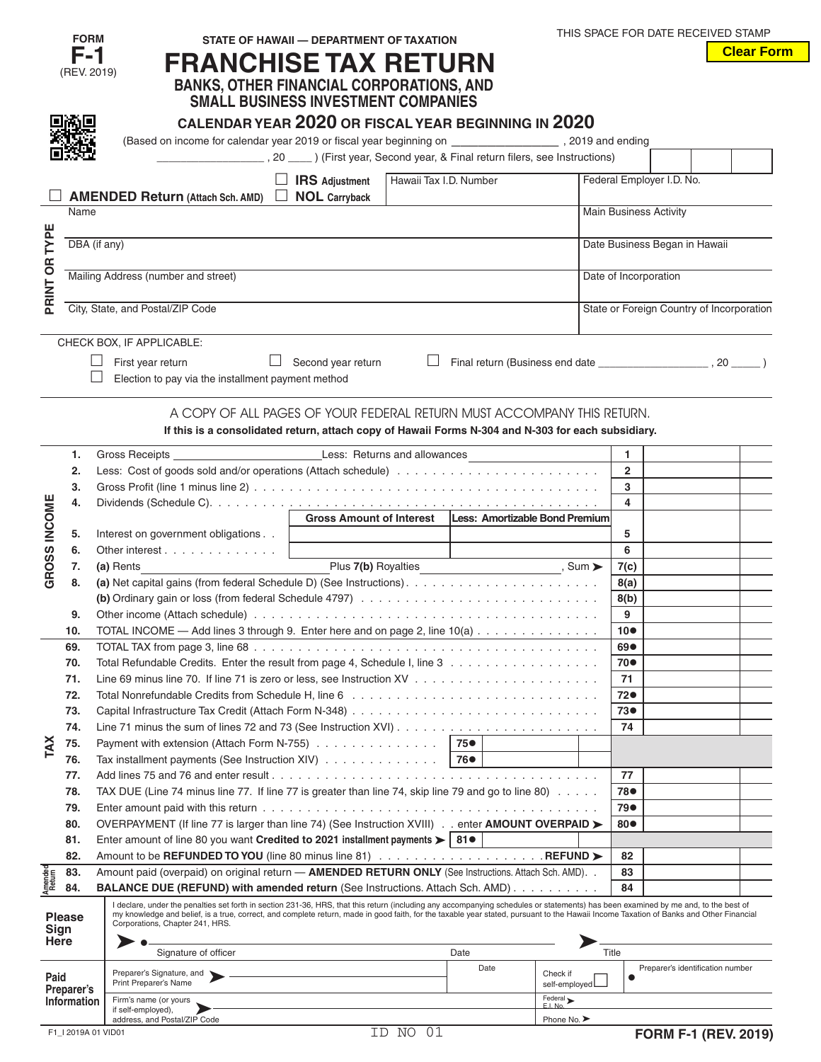FORM **F-1** (REV. 2019)

STATE OF HAWAII — DEPARTMENT OF TAXATION

THIS SPACE FOR DATE RECEIVED STAMP

Clear Form

# FRANCHISE TAX RETURN

## BANKS, OTHER FINANCIAL CORPORATIONS, AND SMALL BUSINESS INVESTMENT COMPANIES

### CALENDAR YEAR 2020 OR FISCAL YEAR BEGINNING IN 2020

(Based on income for calendar year 2019 or fiscal year beginning on _________________ , 2019 and ending _________________ , 20 ____ ) (First year, Second year, & Final return filers, see Instructions)

☐ **AMENDED Return** (Attach Sch. AMD) ☐ **IRS** Adjustment ☐ **NOL** Carryback

| Hawaii Tax I.D. Number | Federal Employer I.D. No. |
|---|---|

PRINT OR TYPE

| Name | Main Business Activity |
|---|---|
| DBA (if any) | Date Business Began in Hawaii |
| Mailing Address (number and street) | Date of Incorporation |
| City, State, and Postal/ZIP Code | State or Foreign Country of Incorporation |

CHECK BOX, IF APPLICABLE:

☐ First year return ☐ Second year return ☐ Final return (Business end date _________________ , 20 _____ )

☐ Election to pay via the installment payment method

A COPY OF ALL PAGES OF YOUR FEDERAL RETURN MUST ACCOMPANY THIS RETURN.

**If this is a consolidated return, attach copy of Hawaii Forms N-304 and N-303 for each subsidiary.**

**GROSS INCOME**

| | | | | | |
|---|---|---|---|---|---|
| 1. | Gross Receipts ________________ Less: Returns and allowances ________________ | | | 1 | |
| 2. | Less: Cost of goods sold and/or operations (Attach schedule) | | | 2 | |
| 3. | Gross Profit (line 1 minus line 2) | | | 3 | |
| 4. | Dividends (Schedule C) | | | 4 | |
| | | **Gross Amount of Interest** | **Less: Amortizable Bond Premium** | | |
| 5. | Interest on government obligations | | | 5 | |
| 6. | Other interest | | | 6 | |
| 7. | (a) Rents ________________ Plus 7(b) Royalties ________________ , Sum ➤ | | | 7(c) | |
| 8. | (a) Net capital gains (from federal Schedule D) (See Instructions) | | | 8(a) | |
| | (b) Ordinary gain or loss (from federal Schedule 4797) | | | 8(b) | |
| 9. | Other income (Attach schedule) | | | 9 | |
| 10. | TOTAL INCOME — Add lines 3 through 9. Enter here and on page 2, line 10(a) | | | 10● | |

**TAX**

| | | | |
|---|---|---|---|
| 69. | TOTAL TAX from page 3, line 68 | 69● | |
| 70. | Total Refundable Credits. Enter the result from page 4, Schedule I, line 3 | 70● | |
| 71. | Line 69 minus line 70. If line 71 is zero or less, see Instruction XV | 71 | |
| 72. | Total Nonrefundable Credits from Schedule H, line 6 | 72● | |
| 73. | Capital Infrastructure Tax Credit (Attach Form N-348) | 73● | |
| 74. | Line 71 minus the sum of lines 72 and 73 (See Instruction XVI) | 74 | |
| 75. | Payment with extension (Attach Form N-755) — 75● | | |
| 76. | Tax installment payments (See Instruction XIV) — 76● | | |
| 77. | Add lines 75 and 76 and enter result | 77 | |
| 78. | TAX DUE (Line 74 minus line 77. If line 77 is greater than line 74, skip line 79 and go to line 80) | 78● | |
| 79. | Enter amount paid with this return | 79● | |
| 80. | OVERPAYMENT (If line 77 is larger than line 74) (See Instruction XVIII) . . enter **AMOUNT OVERPAID** ➤ | 80● | |
| 81. | Enter amount of line 80 you want **Credited to 2021 installment payments** ➤ 81● | | |
| 82. | Amount to be **REFUNDED TO YOU** (line 80 minus line 81) . . . **REFUND** ➤ | 82 | |

**Amended Return**

| | | | |
|---|---|---|---|
| 83. | Amount paid (overpaid) on original return — **AMENDED RETURN ONLY** (See Instructions. Attach Sch. AMD) | 83 | |
| 84. | **BALANCE DUE (REFUND) with amended return** (See Instructions. Attach Sch. AMD) | 84 | |

**Please Sign Here**

I declare, under the penalties set forth in section 231-36, HRS, that this return (including any accompanying schedules or statements) has been examined by me and, to the best of my knowledge and belief, is a true, correct, and complete return, made in good faith, for the taxable year stated, pursuant to the Hawaii Income Taxation of Banks and Other Financial Corporations, Chapter 241, HRS.

➤ ● ________________________ Signature of officer &nbsp;&nbsp; Date &nbsp;&nbsp; ➤ Title

**Paid Preparer's Information**

| Preparer's Signature, and Print Preparer's Name ➤ | Date | Check if self-employed ☐ | Preparer's identification number ● |
|---|---|---|---|
| Firm's name (or yours if self-employed), address, and Postal/ZIP Code ➤ | | Federal E.I. No. ➤ | |
| | | Phone No. ➤ | |

F1_I 2019A 01 VID01 &nbsp;&nbsp; ID NO 01 &nbsp;&nbsp; **FORM F-1 (REV. 2019)**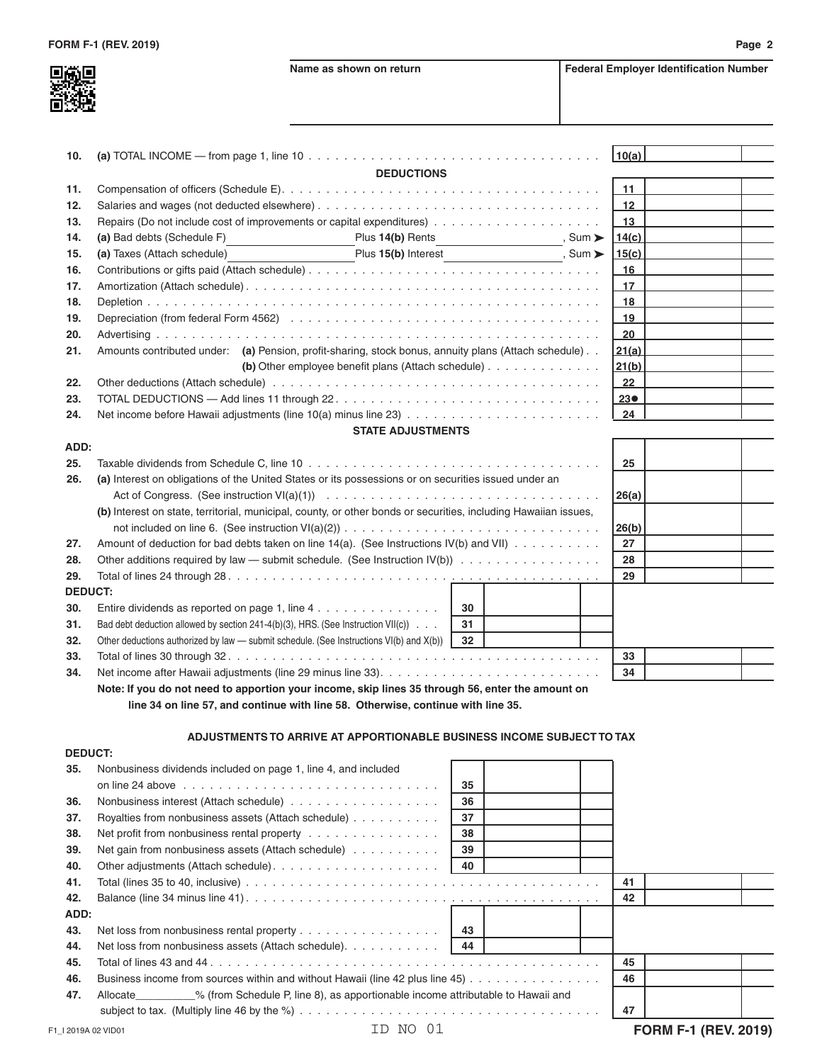FORM F-1 (REV. 2019)

| Name as shown on return | Federal Employer Identification Number |
|---|---|
| | |

| | | Line | Amount |
|---|---|---|---|
| 10. | (a) TOTAL INCOME — from page 1, line 10 | 10(a) | |

**DEDUCTIONS**

| | | Line | Amount |
|---|---|---|---|
| 11. | Compensation of officers (Schedule E) | 11 | |
| 12. | Salaries and wages (not deducted elsewhere) | 12 | |
| 13. | Repairs (Do not include cost of improvements or capital expenditures) | 13 | |
| 14. | (a) Bad debts (Schedule F) ________ Plus 14(b) Rents ________, Sum ➤ | 14(c) | |
| 15. | (a) Taxes (Attach schedule) ________ Plus 15(b) Interest ________, Sum ➤ | 15(c) | |
| 16. | Contributions or gifts paid (Attach schedule) | 16 | |
| 17. | Amortization (Attach schedule) | 17 | |
| 18. | Depletion | 18 | |
| 19. | Depreciation (from federal Form 4562) | 19 | |
| 20. | Advertising | 20 | |
| 21. | Amounts contributed under: (a) Pension, profit-sharing, stock bonus, annuity plans (Attach schedule) | 21(a) | |
| | (b) Other employee benefit plans (Attach schedule) | 21(b) | |
| 22. | Other deductions (Attach schedule) | 22 | |
| 23. | TOTAL DEDUCTIONS — Add lines 11 through 22 | 23● | |
| 24. | Net income before Hawaii adjustments (line 10(a) minus line 23) | 24 | |

**STATE ADJUSTMENTS**

**ADD:**

| | | Line | Amount |
|---|---|---|---|
| 25. | Taxable dividends from Schedule C, line 10 | 25 | |
| 26. | (a) Interest on obligations of the United States or its possessions or on securities issued under an Act of Congress. (See instruction VI(a)(1)) | 26(a) | |
| | (b) Interest on state, territorial, municipal, county, or other bonds or securities, including Hawaiian issues, not included on line 6. (See instruction VI(a)(2)) | 26(b) | |
| 27. | Amount of deduction for bad debts taken on line 14(a). (See Instructions IV(b) and VII) | 27 | |
| 28. | Other additions required by law — submit schedule. (See Instruction IV(b)) | 28 | |
| 29. | Total of lines 24 through 28 | 29 | |

**DEDUCT:**

| | | Line | Amount | Line | Amount |
|---|---|---|---|---|---|
| 30. | Entire dividends as reported on page 1, line 4 | 30 | | | |
| 31. | Bad debt deduction allowed by section 241-4(b)(3), HRS. (See Instruction VII(c)) | 31 | | | |
| 32. | Other deductions authorized by law — submit schedule. (See Instructions VI(b) and X(b)) | 32 | | | |
| 33. | Total of lines 30 through 32 | | | 33 | |
| 34. | Net income after Hawaii adjustments (line 29 minus line 33) | | | 34 | |

**Note: If you do not need to apportion your income, skip lines 35 through 56, enter the amount on line 34 on line 57, and continue with line 58. Otherwise, continue with line 35.**

**ADJUSTMENTS TO ARRIVE AT APPORTIONABLE BUSINESS INCOME SUBJECT TO TAX**

**DEDUCT:**

| | | Line | Amount | Line | Amount |
|---|---|---|---|---|---|
| 35. | Nonbusiness dividends included on page 1, line 4, and included on line 24 above | 35 | | | |
| 36. | Nonbusiness interest (Attach schedule) | 36 | | | |
| 37. | Royalties from nonbusiness assets (Attach schedule) | 37 | | | |
| 38. | Net profit from nonbusiness rental property | 38 | | | |
| 39. | Net gain from nonbusiness assets (Attach schedule) | 39 | | | |
| 40. | Other adjustments (Attach schedule) | 40 | | | |
| 41. | Total (lines 35 to 40, inclusive) | | | 41 | |
| 42. | Balance (line 34 minus line 41) | | | 42 | |

**ADD:**

| | | Line | Amount | Line | Amount |
|---|---|---|---|---|---|
| 43. | Net loss from nonbusiness rental property | 43 | | | |
| 44. | Net loss from nonbusiness assets (Attach schedule) | 44 | | | |
| 45. | Total of lines 43 and 44 | | | 45 | |
| 46. | Business income from sources within and without Hawaii (line 42 plus line 45) | | | 46 | |
| 47. | Allocate__________% (from Schedule P, line 8), as apportionable income attributable to Hawaii and subject to tax. (Multiply line 46 by the %) | | | 47 | |

F1_I 2019A 02 VID01 ID NO 01 FORM F-1 (REV. 2019)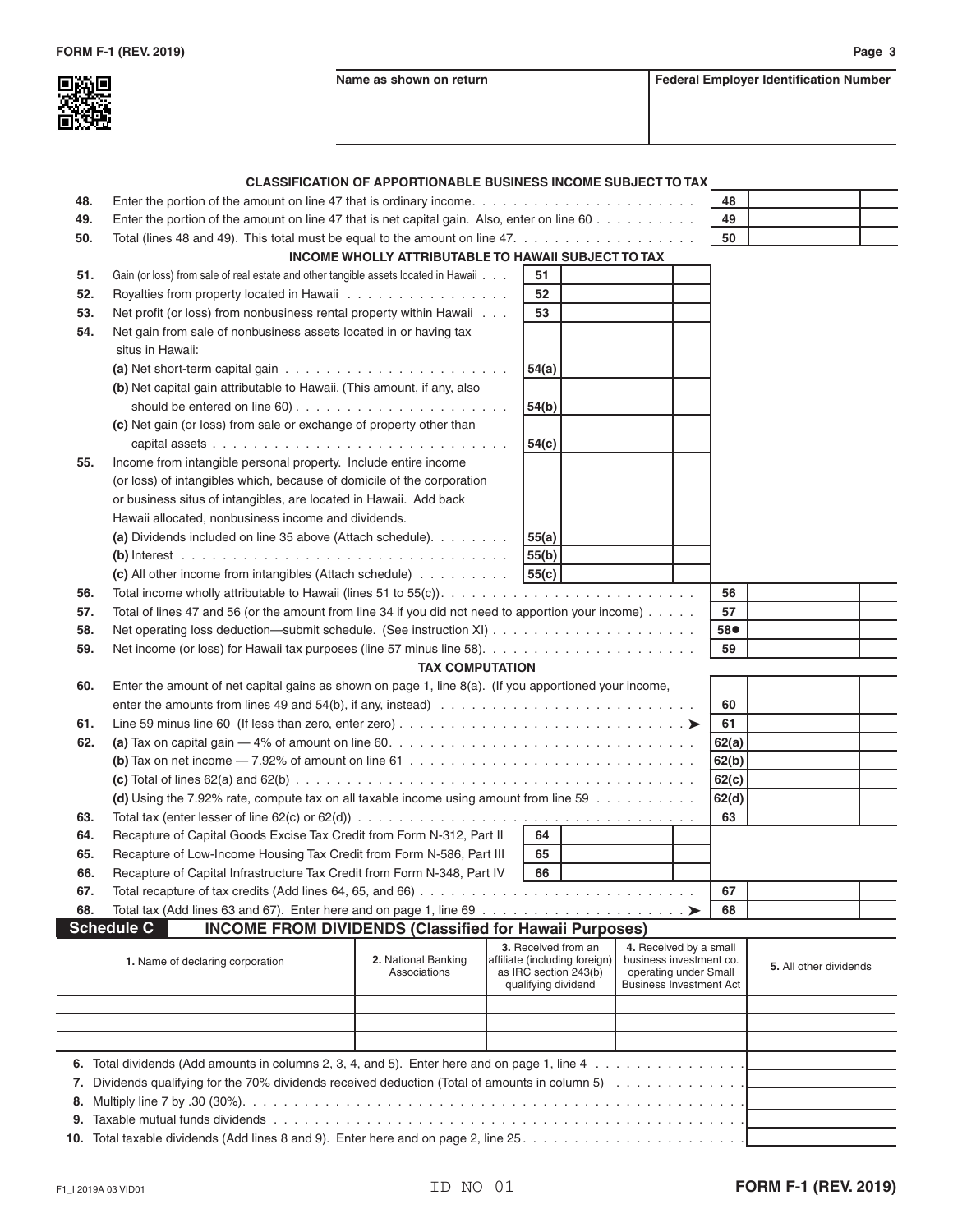Name as shown on return | Federal Employer Identification Number

### CLASSIFICATION OF APPORTIONABLE BUSINESS INCOME SUBJECT TO TAX

48. Enter the portion of the amount on line 47 that is ordinary income. . . . . . 48
49. Enter the portion of the amount on line 47 that is net capital gain. Also, enter on line 60 . . . . . 49
50. Total (lines 48 and 49). This total must be equal to the amount on line 47. . . . . . 50

### INCOME WHOLLY ATTRIBUTABLE TO HAWAII SUBJECT TO TAX

51. Gain (or loss) from sale of real estate and other tangible assets located in Hawaii . . . 51
52. Royalties from property located in Hawaii . . . . . 52
53. Net profit (or loss) from nonbusiness rental property within Hawaii . . . 53
54. Net gain from sale of nonbusiness assets located in or having tax situs in Hawaii:
    - (a) Net short-term capital gain . . . . . 54(a)
    - (b) Net capital gain attributable to Hawaii. (This amount, if any, also should be entered on line 60) . . . . . 54(b)
    - (c) Net gain (or loss) from sale or exchange of property other than capital assets . . . . . 54(c)
55. Income from intangible personal property. Include entire income (or loss) of intangibles which, because of domicile of the corporation or business situs of intangibles, are located in Hawaii. Add back Hawaii allocated, nonbusiness income and dividends.
    - (a) Dividends included on line 35 above (Attach schedule). . . . . 55(a)
    - (b) Interest . . . . . 55(b)
    - (c) All other income from intangibles (Attach schedule) . . . . . 55(c)
56. Total income wholly attributable to Hawaii (lines 51 to 55(c)). . . . . . 56
57. Total of lines 47 and 56 (or the amount from line 34 if you did not need to apportion your income) . . . . . 57
58. Net operating loss deduction—submit schedule. (See instruction XI) . . . . . 58●
59. Net income (or loss) for Hawaii tax purposes (line 57 minus line 58). . . . . . 59

### TAX COMPUTATION

60. Enter the amount of net capital gains as shown on page 1, line 8(a). (If you apportioned your income, enter the amounts from lines 49 and 54(b), if any, instead) . . . . . 60
61. Line 59 minus line 60 (If less than zero, enter zero) . . . . . ➤ 61
62. (a) Tax on capital gain — 4% of amount on line 60. . . . . . 62(a)
    - (b) Tax on net income — 7.92% of amount on line 61 . . . . . 62(b)
    - (c) Total of lines 62(a) and 62(b) . . . . . 62(c)
    - (d) Using the 7.92% rate, compute tax on all taxable income using amount from line 59 . . . . . 62(d)
63. Total tax (enter lesser of line 62(c) or 62(d)) . . . . . 63
64. Recapture of Capital Goods Excise Tax Credit from Form N-312, Part II 64
65. Recapture of Low-Income Housing Tax Credit from Form N-586, Part III 65
66. Recapture of Capital Infrastructure Tax Credit from Form N-348, Part IV 66
67. Total recapture of tax credits (Add lines 64, 65, and 66) . . . . . 67
68. Total tax (Add lines 63 and 67). Enter here and on page 1, line 69 . . . . . ➤ 68

## Schedule C INCOME FROM DIVIDENDS (Classified for Hawaii Purposes)

| 1. Name of declaring corporation | 2. National Banking Associations | 3. Received from an affiliate (including foreign) as IRC section 243(b) qualifying dividend | 4. Received by a small business investment co. operating under Small Business Investment Act | 5. All other dividends |
|---|---|---|---|---|
| | | | | |
| | | | | |
| | | | | |

6. Total dividends (Add amounts in columns 2, 3, 4, and 5). Enter here and on page 1, line 4 . . . . .
7. Dividends qualifying for the 70% dividends received deduction (Total of amounts in column 5) . . . . .
8. Multiply line 7 by .30 (30%). . . . . .
9. Taxable mutual funds dividends . . . . .
10. Total taxable dividends (Add lines 8 and 9). Enter here and on page 2, line 25. . . . . .

F1_I 2019A 03 VID01 ID NO 01 FORM F-1 (REV. 2019)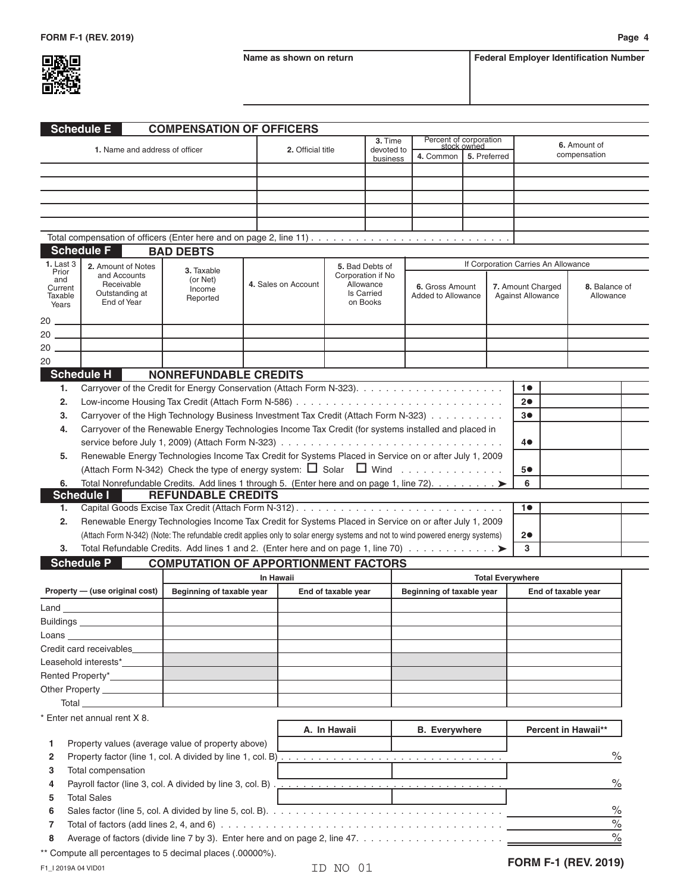Name as shown on return | Federal Employer Identification Number

## Schedule E COMPENSATION OF OFFICERS

| 1. Name and address of officer | 2. Official title | 3. Time devoted to business | Percent of corporation stock owned 4. Common | 5. Preferred | 6. Amount of compensation |
|---|---|---|---|---|---|
| | | | | | |
| | | | | | |
| | | | | | |
| | | | | | |
| | | | | | |
| Total compensation of officers (Enter here and on page 2, line 11) | | | | | |

## Schedule F BAD DEBTS

| 1. Last 3 Prior and Current Taxable Years | 2. Amount of Notes and Accounts Receivable Outstanding at End of Year | 3. Taxable (or Net) Income Reported | 4. Sales on Account | 5. Bad Debts of Corporation if No Allowance Is Carried on Books | If Corporation Carries An Allowance: 6. Gross Amount Added to Allowance | 7. Amount Charged Against Allowance | 8. Balance of Allowance |
|---|---|---|---|---|---|---|---|
| 20 | | | | | | | |
| 20 | | | | | | | |
| 20 | | | | | | | |
| 20 | | | | | | | |

## Schedule H NONREFUNDABLE CREDITS

1. Carryover of the Credit for Energy Conservation (Attach Form N-323) . . . . . 1●
2. Low-income Housing Tax Credit (Attach Form N-586) . . . . . 2●
3. Carryover of the High Technology Business Investment Tax Credit (Attach Form N-323) . . . . . 3●
4. Carryover of the Renewable Energy Technologies Income Tax Credit (for systems installed and placed in service before July 1, 2009) (Attach Form N-323) . . . . . 4●
5. Renewable Energy Technologies Income Tax Credit for Systems Placed in Service on or after July 1, 2009 (Attach Form N-342) Check the type of energy system: ☐ Solar ☐ Wind . . . . . 5●
6. Total Nonrefundable Credits. Add lines 1 through 5. (Enter here and on page 1, line 72). . . . . ➤ 6

## Schedule I REFUNDABLE CREDITS

1. Capital Goods Excise Tax Credit (Attach Form N-312) . . . . . 1●
2. Renewable Energy Technologies Income Tax Credit for Systems Placed in Service on or after July 1, 2009 (Attach Form N-342) (Note: The refundable credit applies only to solar energy systems and not to wind powered energy systems) 2●
3. Total Refundable Credits. Add lines 1 and 2. (Enter here and on page 1, line 70) . . . . . ➤ 3

## Schedule P COMPUTATION OF APPORTIONMENT FACTORS

| Property — (use original cost) | In Hawaii: Beginning of taxable year | In Hawaii: End of taxable year | Total Everywhere: Beginning of taxable year | Total Everywhere: End of taxable year |
|---|---|---|---|---|
| Land | | | | |
| Buildings | | | | |
| Loans | | | | |
| Credit card receivables | | | | |
| Leasehold interests* | | | | |
| Rented Property* | | | | |
| Other Property | | | | |
| Total | | | | |

\* Enter net annual rent X 8.

| | | A. In Hawaii | B. Everywhere | Percent in Hawaii** |
|---|---|---|---|---|
| 1 | Property values (average value of property above) | | | |
| 2 | Property factor (line 1, col. A divided by line 1, col. B) | | | % |
| 3 | Total compensation | | | |
| 4 | Payroll factor (line 3, col. A divided by line 3, col. B) | | | % |
| 5 | Total Sales | | | |
| 6 | Sales factor (line 5, col. A divided by line 5, col. B) | | | % |
| 7 | Total of factors (add lines 2, 4, and 6) | | | % |
| 8 | Average of factors (divide line 7 by 3). Enter here and on page 2, line 47 | | | % |

\** Compute all percentages to 5 decimal places (.00000%).

F1_I 2019A 04 VID01 ID NO 01 FORM F-1 (REV. 2019)